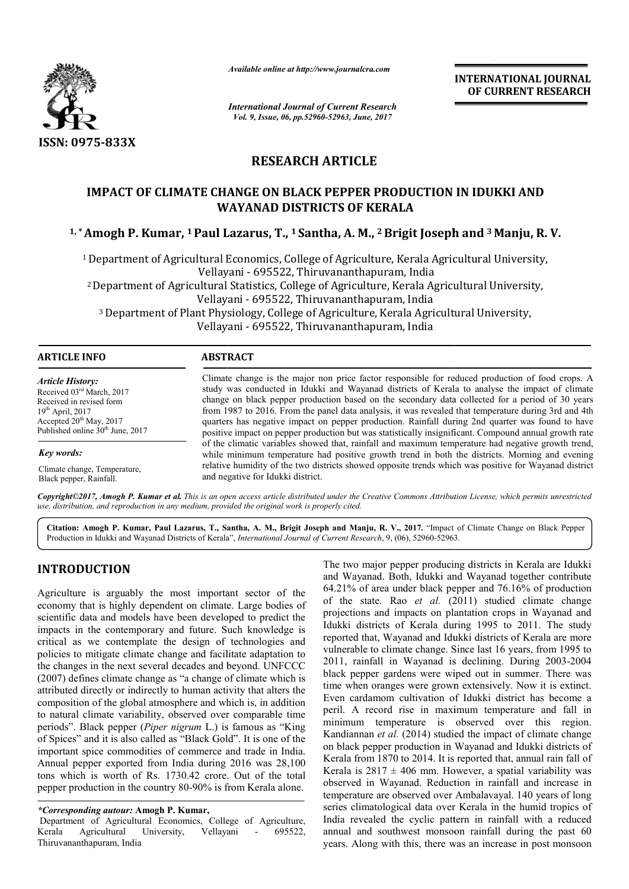*Available online at http://www.journalcra.com*

*International Journal of Current Research*
*Vol. 9, Issue, 06, pp.52960-52963, June, 2017*

**INTERNATIONAL JOURNAL OF CURRENT RESEARCH**

ISSN: 0975-833X

## RESEARCH ARTICLE

# IMPACT OF CLIMATE CHANGE ON BLACK PEPPER PRODUCTION IN IDUKKI AND WAYANAD DISTRICTS OF KERALA

**[1,*] Amogh P. Kumar, [1] Paul Lazarus, T., [1] Santha, A. M., [2] Brigit Joseph and [3] Manju, R. V.**

[1] Department of Agricultural Economics, College of Agriculture, Kerala Agricultural University, Vellayani - 695522, Thiruvananthapuram, India

[2] Department of Agricultural Statistics, College of Agriculture, Kerala Agricultural University, Vellayani - 695522, Thiruvananthapuram, India

[3] Department of Plant Physiology, College of Agriculture, Kerala Agricultural University, Vellayani - 695522, Thiruvananthapuram, India

**ARTICLE INFO**

*Article History:*
Received 03rd March, 2017
Received in revised form
19th April, 2017
Accepted 20th May, 2017
Published online 30th June, 2017

*Key words:*
Climate change, Temperature, Black pepper, Rainfall.

**ABSTRACT**

Climate change is the major non price factor responsible for reduced production of food crops. A study was conducted in Idukki and Wayanad districts of Kerala to analyse the impact of climate change on black pepper production based on the secondary data collected for a period of 30 years from 1987 to 2016. From the panel data analysis, it was revealed that temperature during 3rd and 4th quarters has negative impact on pepper production. Rainfall during 2nd quarter was found to have positive impact on pepper production but was statistically insignificant. Compound annual growth rate of the climatic variables showed that, rainfall and maximum temperature had negative growth trend, while minimum temperature had positive growth trend in both the districts. Morning and evening relative humidity of the two districts showed opposite trends which was positive for Wayanad district and negative for Idukki district.

*Copyright©2017, Amogh P. Kumar et al. This is an open access article distributed under the Creative Commons Attribution License, which permits unrestricted use, distribution, and reproduction in any medium, provided the original work is properly cited.*

**Citation: Amogh P. Kumar, Paul Lazarus, T., Santha, A. M., Brigit Joseph and Manju, R. V., 2017.** "Impact of Climate Change on Black Pepper Production in Idukki and Wayanad Districts of Kerala", *International Journal of Current Research*, 9, (06), 52960-52963.

## INTRODUCTION

Agriculture is arguably the most important sector of the economy that is highly dependent on climate. Large bodies of scientific data and models have been developed to predict the impacts in the contemporary and future. Such knowledge is critical as we contemplate the design of technologies and policies to mitigate climate change and facilitate adaptation to the changes in the next several decades and beyond. UNFCCC (2007) defines climate change as "a change of climate which is attributed directly or indirectly to human activity that alters the composition of the global atmosphere and which is, in addition to natural climate variability, observed over comparable time periods". Black pepper (*Piper nigrum* L.) is famous as "King of Spices" and it is also called as "Black Gold". It is one of the important spice commodities of commerce and trade in India. Annual pepper exported from India during 2016 was 28,100 tons which is worth of Rs. 1730.42 crore. Out of the total pepper production in the country 80-90% is from Kerala alone.

The two major pepper producing districts in Kerala are Idukki and Wayanad. Both, Idukki and Wayanad together contribute 64.21% of area under black pepper and 76.16% of production of the state. Rao *et al.* (2011) studied climate change projections and impacts on plantation crops in Wayanad and Idukki districts of Kerala during 1995 to 2011. The study reported that, Wayanad and Idukki districts of Kerala are more vulnerable to climate change. Since last 16 years, from 1995 to 2011, rainfall in Wayanad is declining. During 2003-2004 black pepper gardens were wiped out in summer. There was time when oranges were grown extensively. Now it is extinct. Even cardamom cultivation of Idukki district has become a peril. A record rise in maximum temperature and fall in minimum temperature is observed over this region. Kandiannan *et al.* (2014) studied the impact of climate change on black pepper production in Wayanad and Idukki districts of Kerala from 1870 to 2014. It is reported that, annual rain fall of Kerala is 2817 ± 406 mm. However, a spatial variability was observed in Wayanad. Reduction in rainfall and increase in temperature are observed over Ambalavayal. 140 years of long series climatological data over Kerala in the humid tropics of India revealed the cyclic pattern in rainfall with a reduced annual and southwest monsoon rainfall during the past 60 years. Along with this, there was an increase in post monsoon

---

*\*Corresponding autour:* **Amogh P. Kumar,**
Department of Agricultural Economics, College of Agriculture, Kerala Agricultural University, Vellayani - 695522, Thiruvananthapuram, India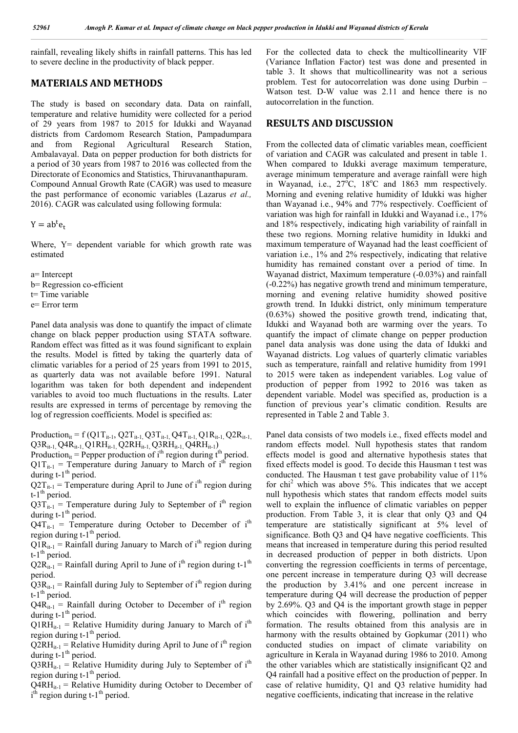rainfall, revealing likely shifts in rainfall patterns. This has led to severe decline in the productivity of black pepper.

## MATERIALS AND METHODS

The study is based on secondary data. Data on rainfall, temperature and relative humidity were collected for a period of 29 years from 1987 to 2015 for Idukki and Wayanad districts from Cardomom Research Station, Pampadumpara and from Regional Agricultural Research Station, Ambalavayal. Data on pepper production for both districts for a period of 30 years from 1987 to 2016 was collected from the Directorate of Economics and Statistics, Thiruvananthapuram. Compound Annual Growth Rate (CAGR) was used to measure the past performance of economic variables (Lazarus *et al.,* 2016). CAGR was calculated using following formula:

$$Y = ab^t e_t$$

Where, Y= dependent variable for which growth rate was estimated

a= Intercept
b= Regression co-efficient
t= Time variable
e= Error term

Panel data analysis was done to quantify the impact of climate change on black pepper production using STATA software. Random effect was fitted as it was found significant to explain the results. Model is fitted by taking the quarterly data of climatic variables for a period of 25 years from 1991 to 2015, as quarterly data was not available before 1991. Natural logarithm was taken for both dependent and independent variables to avoid too much fluctuations in the results. Later results are expressed in terms of percentage by removing the log of regression coefficients. Model is specified as:

$$Production_{it} = f\,(Q1T_{it-1}, Q2T_{it-1}, Q3T_{it-1}, Q4T_{it-1}, Q1R_{it-1}, Q2R_{it-1}, Q3R_{it-1}, Q4R_{it-1}, Q1RH_{it-1}, Q2RH_{it-1}, Q3RH_{it-1}, Q4RH_{it-1})$$

$Production_{it}$ = Pepper production of $i^{th}$ region during $t^{th}$ period.
$Q1T_{it-1}$ = Temperature during January to March of $i^{th}$ region during $t\text{-}1^{th}$ period.
$Q2T_{it-1}$ = Temperature during April to June of $i^{th}$ region during $t\text{-}1^{th}$ period.
$Q3T_{it-1}$ = Temperature during July to September of $i^{th}$ region during $t\text{-}1^{th}$ period.
$Q4T_{it-1}$ = Temperature during October to December of $i^{th}$ region during $t\text{-}1^{th}$ period.
$Q1R_{it-1}$ = Rainfall during January to March of $i^{th}$ region during $t\text{-}1^{th}$ period.
$Q2R_{it-1}$ = Rainfall during April to June of $i^{th}$ region during $t\text{-}1^{th}$ period.
$Q3R_{it-1}$ = Rainfall during July to September of $i^{th}$ region during $t\text{-}1^{th}$ period.
$Q4R_{it-1}$ = Rainfall during October to December of $i^{th}$ region during $t\text{-}1^{th}$ period.
$Q1RH_{it-1}$ = Relative Humidity during January to March of $i^{th}$ region during $t\text{-}1^{th}$ period.
$Q2RH_{it-1}$ = Relative Humidity during April to June of $i^{th}$ region during $t\text{-}1^{th}$ period.
$Q3RH_{it-1}$ = Relative Humidity during July to September of $i^{th}$ region during $t\text{-}1^{th}$ period.
$Q4RH_{it-1}$ = Relative Humidity during October to December of $i^{th}$ region during $t\text{-}1^{th}$ period.

For the collected data to check the multicollinearity VIF (Variance Inflation Factor) test was done and presented in table 3. It shows that multicollinearity was not a serious problem. Test for autocorrelation was done using Durbin – Watson test. D-W value was 2.11 and hence there is no autocorrelation in the function.

## RESULTS AND DISCUSSION

From the collected data of climatic variables mean, coefficient of variation and CAGR was calculated and present in table 1. When compared to Idukki average maximum temperature, average minimum temperature and average rainfall were high in Wayanad, i.e., 27°C, 18°C and 1863 mm respectively. Morning and evening relative humidity of Idukki was higher than Wayanad i.e., 94% and 77% respectively. Coefficient of variation was high for rainfall in Idukki and Wayanad i.e., 17% and 18% respectively, indicating high variability of rainfall in these two regions. Morning relative humidity in Idukki and maximum temperature of Wayanad had the least coefficient of variation i.e., 1% and 2% respectively, indicating that relative humidity has remained constant over a period of time. In Wayanad district, Maximum temperature (-0.03%) and rainfall (-0.22%) has negative growth trend and minimum temperature, morning and evening relative humidity showed positive growth trend. In Idukki district, only minimum temperature (0.63%) showed the positive growth trend, indicating that, Idukki and Wayanad both are warming over the years. To quantify the impact of climate change on pepper production panel data analysis was done using the data of Idukki and Wayanad districts. Log values of quarterly climatic variables such as temperature, rainfall and relative humidity from 1991 to 2015 were taken as independent variables. Log value of production of pepper from 1992 to 2016 was taken as dependent variable. Model was specified as, production is a function of previous year's climatic condition. Results are represented in Table 2 and Table 3.

Panel data consists of two models i.e., fixed effects model and random effects model. Null hypothesis states that random effects model is good and alternative hypothesis states that fixed effects model is good. To decide this Hausman t test was conducted. The Hausman t test gave probability value of 11% for $chi^2$ which was above 5%. This indicates that we accept null hypothesis which states that random effects model suits well to explain the influence of climatic variables on pepper production. From Table 3, it is clear that only Q3 and Q4 temperature are statistically significant at 5% level of significance. Both Q3 and Q4 have negative coefficients. This means that increased in temperature during this period resulted in decreased production of pepper in both districts. Upon converting the regression coefficients in terms of percentage, one percent increase in temperature during Q3 will decrease the production by 3.41% and one percent increase in temperature during Q4 will decrease the production of pepper by 2.69%. Q3 and Q4 is the important growth stage in pepper which coincides with flowering, pollination and berry formation. The results obtained from this analysis are in harmony with the results obtained by Gopkumar (2011) who conducted studies on impact of climate variability on agriculture in Kerala in Wayanad during 1986 to 2010. Among the other variables which are statistically insignificant Q2 and Q4 rainfall had a positive effect on the production of pepper. In case of relative humidity, Q1 and Q3 relative humidity had negative coefficients, indicating that increase in the relative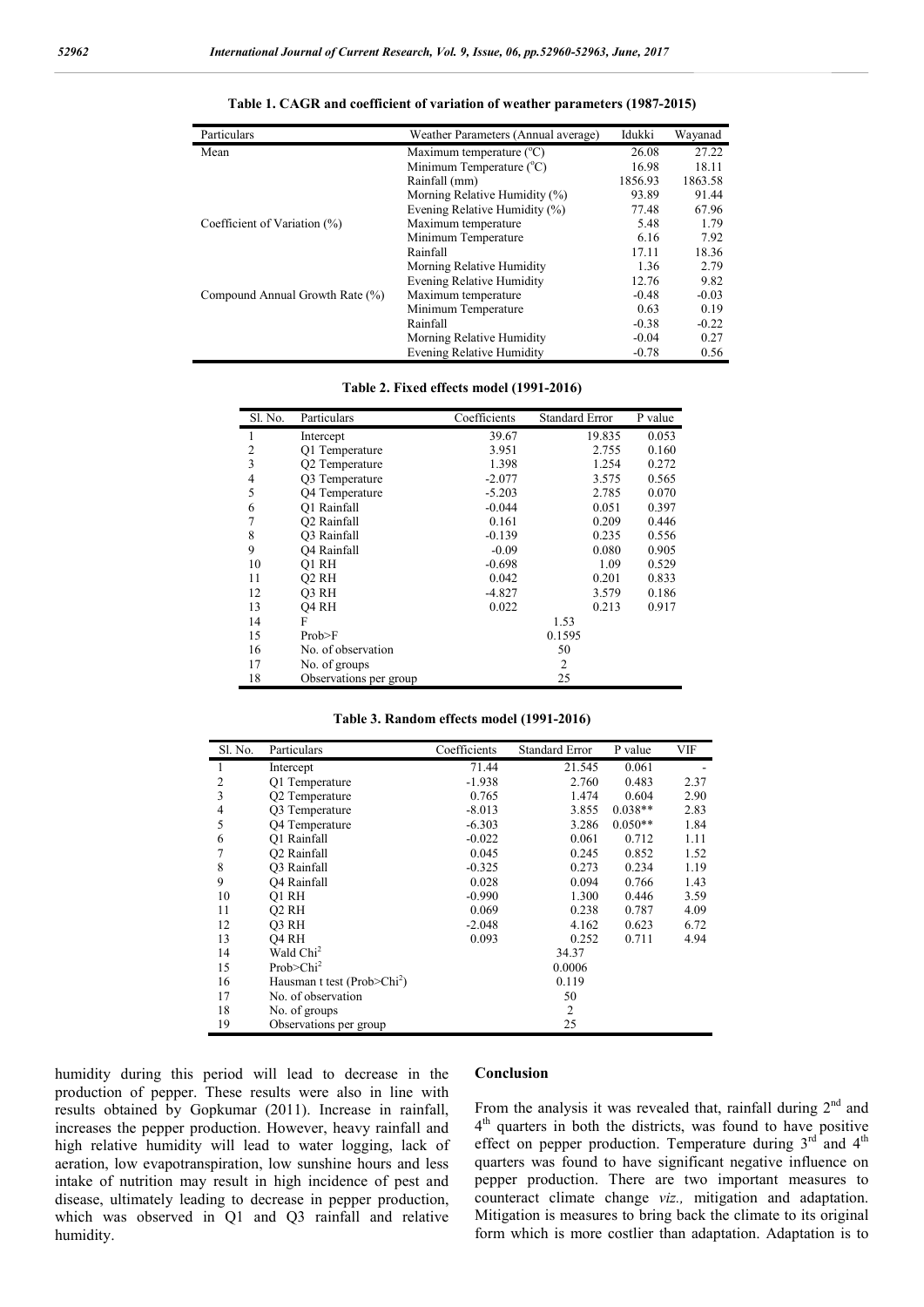**Table 1. CAGR and coefficient of variation of weather parameters (1987-2015)**

| Particulars | Weather Parameters (Annual average) | Idukki | Wayanad |
|---|---|---|---|
| Mean | Maximum temperature (°C) | 26.08 | 27.22 |
| | Minimum Temperature (°C) | 16.98 | 18.11 |
| | Rainfall (mm) | 1856.93 | 1863.58 |
| | Morning Relative Humidity (%) | 93.89 | 91.44 |
| | Evening Relative Humidity (%) | 77.48 | 67.96 |
| Coefficient of Variation (%) | Maximum temperature | 5.48 | 1.79 |
| | Minimum Temperature | 6.16 | 7.92 |
| | Rainfall | 17.11 | 18.36 |
| | Morning Relative Humidity | 1.36 | 2.79 |
| | Evening Relative Humidity | 12.76 | 9.82 |
| Compound Annual Growth Rate (%) | Maximum temperature | -0.48 | -0.03 |
| | Minimum Temperature | 0.63 | 0.19 |
| | Rainfall | -0.38 | -0.22 |
| | Morning Relative Humidity | -0.04 | 0.27 |
| | Evening Relative Humidity | -0.78 | 0.56 |

**Table 2. Fixed effects model (1991-2016)**

| Sl. No. | Particulars | Coefficients | Standard Error | P value |
|---|---|---|---|---|
| 1 | Intercept | 39.67 | 19.835 | 0.053 |
| 2 | Q1 Temperature | 3.951 | 2.755 | 0.160 |
| 3 | Q2 Temperature | 1.398 | 1.254 | 0.272 |
| 4 | Q3 Temperature | -2.077 | 3.575 | 0.565 |
| 5 | Q4 Temperature | -5.203 | 2.785 | 0.070 |
| 6 | Q1 Rainfall | -0.044 | 0.051 | 0.397 |
| 7 | Q2 Rainfall | 0.161 | 0.209 | 0.446 |
| 8 | Q3 Rainfall | -0.139 | 0.235 | 0.556 |
| 9 | Q4 Rainfall | -0.09 | 0.080 | 0.905 |
| 10 | Q1 RH | -0.698 | 1.09 | 0.529 |
| 11 | Q2 RH | 0.042 | 0.201 | 0.833 |
| 12 | Q3 RH | -4.827 | 3.579 | 0.186 |
| 13 | Q4 RH | 0.022 | 0.213 | 0.917 |
| 14 | F | | 1.53 | |
| 15 | Prob>F | | 0.1595 | |
| 16 | No. of observation | | 50 | |
| 17 | No. of groups | | 2 | |
| 18 | Observations per group | | 25 | |

**Table 3. Random effects model (1991-2016)**

| Sl. No. | Particulars | Coefficients | Standard Error | P value | VIF |
|---|---|---|---|---|---|
| 1 | Intercept | 71.44 | 21.545 | 0.061 | - |
| 2 | Q1 Temperature | -1.938 | 2.760 | 0.483 | 2.37 |
| 3 | Q2 Temperature | 0.765 | 1.474 | 0.604 | 2.90 |
| 4 | Q3 Temperature | -8.013 | 3.855 | 0.038** | 2.83 |
| 5 | Q4 Temperature | -6.303 | 3.286 | 0.050** | 1.84 |
| 6 | Q1 Rainfall | -0.022 | 0.061 | 0.712 | 1.11 |
| 7 | Q2 Rainfall | 0.045 | 0.245 | 0.852 | 1.52 |
| 8 | Q3 Rainfall | -0.325 | 0.273 | 0.234 | 1.19 |
| 9 | Q4 Rainfall | 0.028 | 0.094 | 0.766 | 1.43 |
| 10 | Q1 RH | -0.990 | 1.300 | 0.446 | 3.59 |
| 11 | Q2 RH | 0.069 | 0.238 | 0.787 | 4.09 |
| 12 | Q3 RH | -2.048 | 4.162 | 0.623 | 6.72 |
| 13 | Q4 RH | 0.093 | 0.252 | 0.711 | 4.94 |
| 14 | Wald $Chi^2$ | | 34.37 | | |
| 15 | Prob>$Chi^2$ | | 0.0006 | | |
| 16 | Hausman t test (Prob>$Chi^2$) | | 0.119 | | |
| 17 | No. of observation | | 50 | | |
| 18 | No. of groups | | 2 | | |
| 19 | Observations per group | | 25 | | |

humidity during this period will lead to decrease in the production of pepper. These results were also in line with results obtained by Gopkumar (2011). Increase in rainfall, increases the pepper production. However, heavy rainfall and high relative humidity will lead to water logging, lack of aeration, low evapotranspiration, low sunshine hours and less intake of nutrition may result in high incidence of pest and disease, ultimately leading to decrease in pepper production, which was observed in Q1 and Q3 rainfall and relative humidity.

## Conclusion

From the analysis it was revealed that, rainfall during 2nd and 4th quarters in both the districts, was found to have positive effect on pepper production. Temperature during 3rd and 4th quarters was found to have significant negative influence on pepper production. There are two important measures to counteract climate change *viz.,* mitigation and adaptation. Mitigation is measures to bring back the climate to its original form which is more costlier than adaptation. Adaptation is to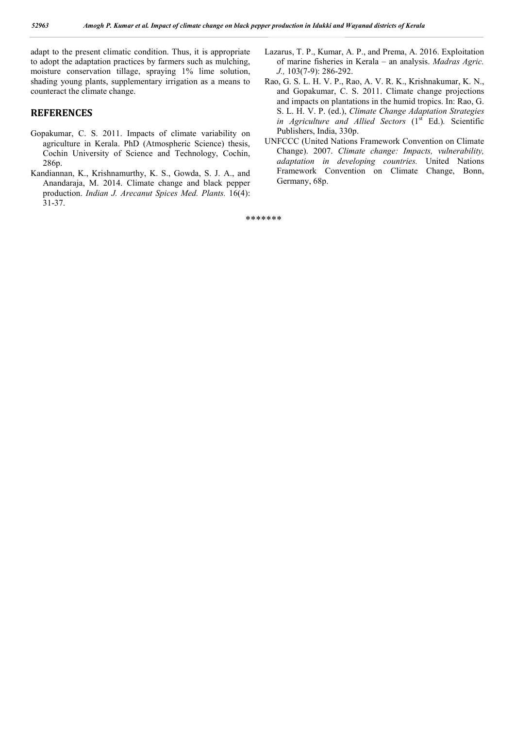adapt to the present climatic condition. Thus, it is appropriate to adopt the adaptation practices by farmers such as mulching, moisture conservation tillage, spraying 1% lime solution, shading young plants, supplementary irrigation as a means to counteract the climate change.

## REFERENCES

Gopakumar, C. S. 2011. Impacts of climate variability on agriculture in Kerala. PhD (Atmospheric Science) thesis, Cochin University of Science and Technology, Cochin, 286p.

Kandiannan, K., Krishnamurthy, K. S., Gowda, S. J. A., and Anandaraja, M. 2014. Climate change and black pepper production. *Indian J. Arecanut Spices Med. Plants.* 16(4): 31-37.

Lazarus, T. P., Kumar, A. P., and Prema, A. 2016. Exploitation of marine fisheries in Kerala – an analysis. *Madras Agric. J.,* 103(7-9): 286-292.

Rao, G. S. L. H. V. P., Rao, A. V. R. K., Krishnakumar, K. N., and Gopakumar, C. S. 2011. Climate change projections and impacts on plantations in the humid tropics. In: Rao, G. S. L. H. V. P. (ed.), *Climate Change Adaptation Strategies in Agriculture and Allied Sectors* (1st Ed.)*.* Scientific Publishers, India, 330p.

UNFCCC (United Nations Framework Convention on Climate Change). 2007. *Climate change: Impacts, vulnerability, adaptation in developing countries.* United Nations Framework Convention on Climate Change, Bonn, Germany, 68p.

*******